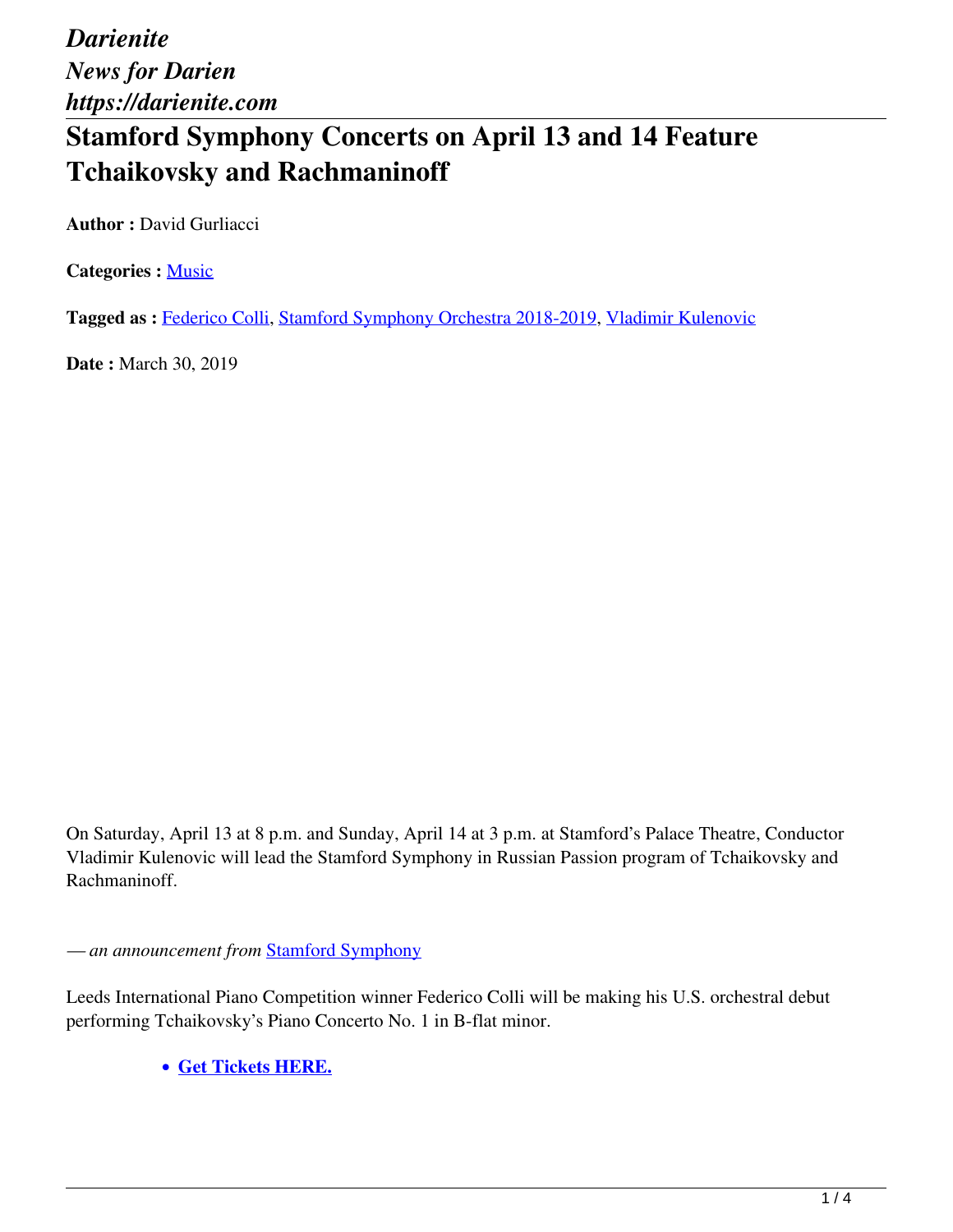*Darienite*
*News for Darien*
*https://darienite.com*

# Stamford Symphony Concerts on April 13 and 14 Feature Tchaikovsky and Rachmaninoff

**Author :** David Gurliacci

**Categories :** [Music]

**Tagged as :** [Federico Colli], [Stamford Symphony Orchestra 2018-2019], [Vladimir Kulenovic]

**Date :** March 30, 2019

On Saturday, April 13 at 8 p.m. and Sunday, April 14 at 3 p.m. at Stamford's Palace Theatre, Conductor Vladimir Kulenovic will lead the Stamford Symphony in Russian Passion program of Tchaikovsky and Rachmaninoff.

*— an announcement from* [Stamford Symphony]

Leeds International Piano Competition winner Federico Colli will be making his U.S. orchestral debut performing Tchaikovsky's Piano Concerto No. 1 in B-flat minor.

- **[Get Tickets HERE.]**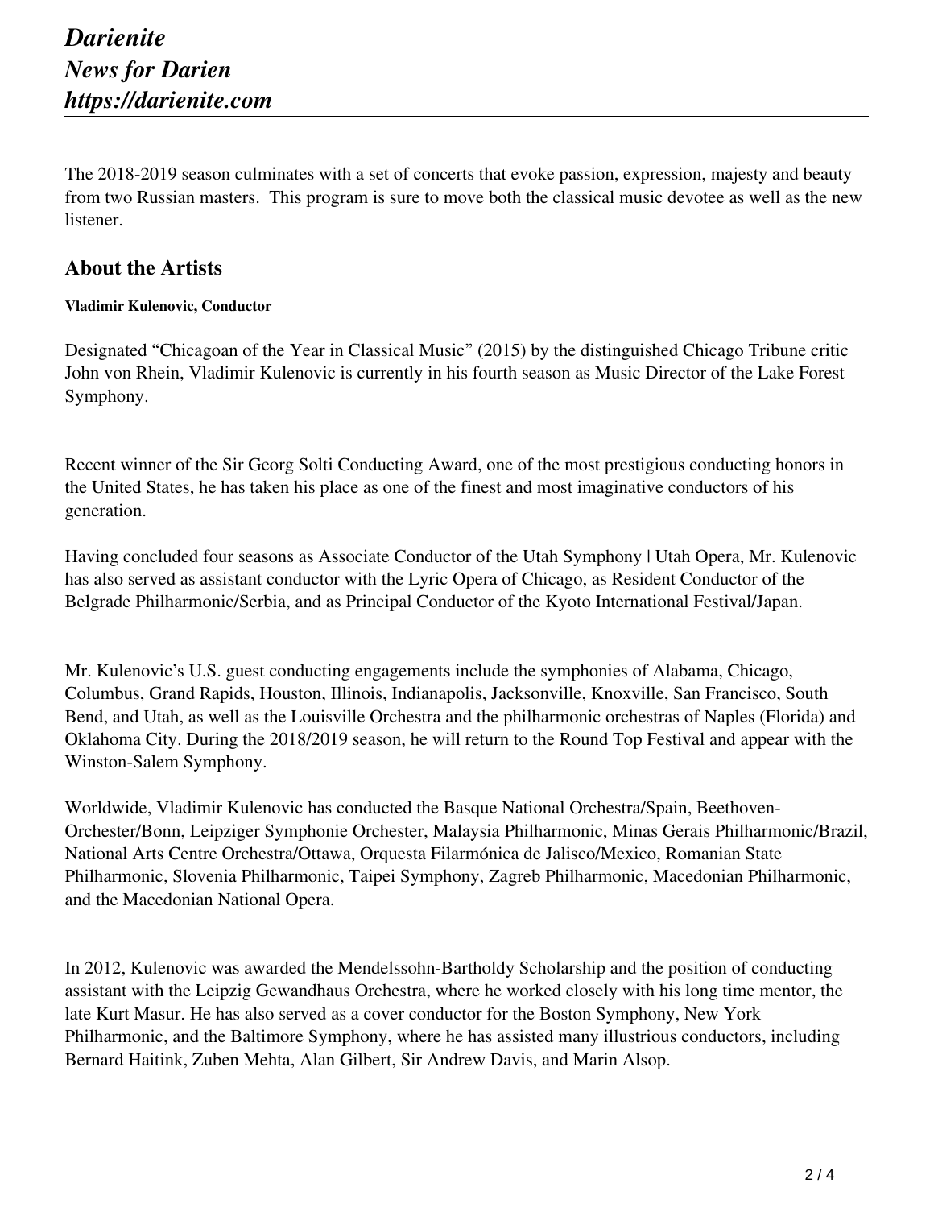The 2018-2019 season culminates with a set of concerts that evoke passion, expression, majesty and beauty from two Russian masters. This program is sure to move both the classical music devotee as well as the new listener.

## About the Artists

**Vladimir Kulenovic, Conductor**

Designated "Chicagoan of the Year in Classical Music" (2015) by the distinguished Chicago Tribune critic John von Rhein, Vladimir Kulenovic is currently in his fourth season as Music Director of the Lake Forest Symphony.

Recent winner of the Sir Georg Solti Conducting Award, one of the most prestigious conducting honors in the United States, he has taken his place as one of the finest and most imaginative conductors of his generation.

Having concluded four seasons as Associate Conductor of the Utah Symphony | Utah Opera, Mr. Kulenovic has also served as assistant conductor with the Lyric Opera of Chicago, as Resident Conductor of the Belgrade Philharmonic/Serbia, and as Principal Conductor of the Kyoto International Festival/Japan.

Mr. Kulenovic's U.S. guest conducting engagements include the symphonies of Alabama, Chicago, Columbus, Grand Rapids, Houston, Illinois, Indianapolis, Jacksonville, Knoxville, San Francisco, South Bend, and Utah, as well as the Louisville Orchestra and the philharmonic orchestras of Naples (Florida) and Oklahoma City. During the 2018/2019 season, he will return to the Round Top Festival and appear with the Winston-Salem Symphony.

Worldwide, Vladimir Kulenovic has conducted the Basque National Orchestra/Spain, Beethoven-Orchester/Bonn, Leipziger Symphonie Orchester, Malaysia Philharmonic, Minas Gerais Philharmonic/Brazil, National Arts Centre Orchestra/Ottawa, Orquesta Filarmónica de Jalisco/Mexico, Romanian State Philharmonic, Slovenia Philharmonic, Taipei Symphony, Zagreb Philharmonic, Macedonian Philharmonic, and the Macedonian National Opera.

In 2012, Kulenovic was awarded the Mendelssohn-Bartholdy Scholarship and the position of conducting assistant with the Leipzig Gewandhaus Orchestra, where he worked closely with his long time mentor, the late Kurt Masur. He has also served as a cover conductor for the Boston Symphony, New York Philharmonic, and the Baltimore Symphony, where he has assisted many illustrious conductors, including Bernard Haitink, Zuben Mehta, Alan Gilbert, Sir Andrew Davis, and Marin Alsop.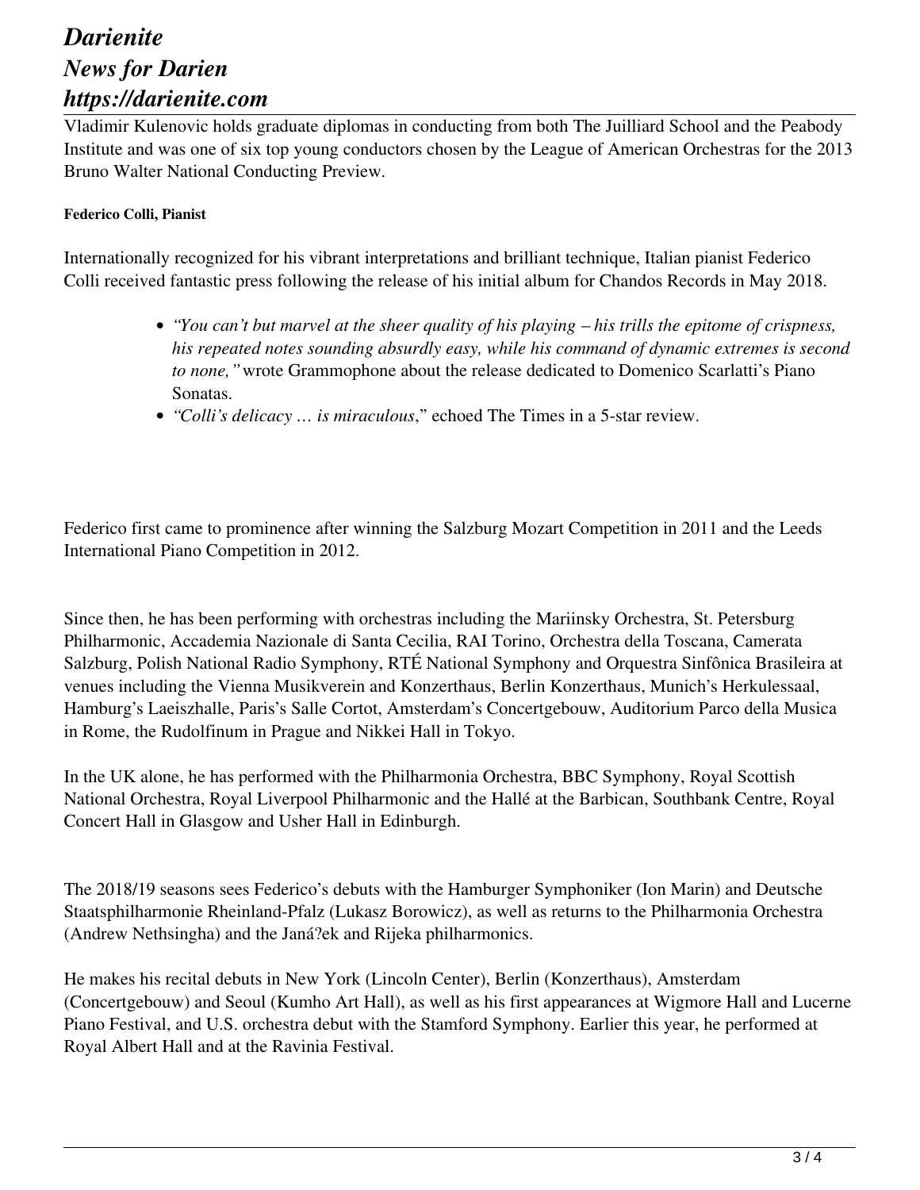Vladimir Kulenovic holds graduate diplomas in conducting from both The Juilliard School and the Peabody Institute and was one of six top young conductors chosen by the League of American Orchestras for the 2013 Bruno Walter National Conducting Preview.

**Federico Colli, Pianist**

Internationally recognized for his vibrant interpretations and brilliant technique, Italian pianist Federico Colli received fantastic press following the release of his initial album for Chandos Records in May 2018.

- *"You can't but marvel at the sheer quality of his playing – his trills the epitome of crispness, his repeated notes sounding absurdly easy, while his command of dynamic extremes is second to none,"* wrote Grammophone about the release dedicated to Domenico Scarlatti's Piano Sonatas.
- *"Colli's delicacy … is miraculous*," echoed The Times in a 5-star review.

Federico first came to prominence after winning the Salzburg Mozart Competition in 2011 and the Leeds International Piano Competition in 2012.

Since then, he has been performing with orchestras including the Mariinsky Orchestra, St. Petersburg Philharmonic, Accademia Nazionale di Santa Cecilia, RAI Torino, Orchestra della Toscana, Camerata Salzburg, Polish National Radio Symphony, RTÉ National Symphony and Orquestra Sinfônica Brasileira at venues including the Vienna Musikverein and Konzerthaus, Berlin Konzerthaus, Munich's Herkulessaal, Hamburg's Laeiszhalle, Paris's Salle Cortot, Amsterdam's Concertgebouw, Auditorium Parco della Musica in Rome, the Rudolfinum in Prague and Nikkei Hall in Tokyo.

In the UK alone, he has performed with the Philharmonia Orchestra, BBC Symphony, Royal Scottish National Orchestra, Royal Liverpool Philharmonic and the Hallé at the Barbican, Southbank Centre, Royal Concert Hall in Glasgow and Usher Hall in Edinburgh.

The 2018/19 seasons sees Federico's debuts with the Hamburger Symphoniker (Ion Marin) and Deutsche Staatsphilharmonie Rheinland-Pfalz (Lukasz Borowicz), as well as returns to the Philharmonia Orchestra (Andrew Nethsingha) and the Janá?ek and Rijeka philharmonics.

He makes his recital debuts in New York (Lincoln Center), Berlin (Konzerthaus), Amsterdam (Concertgebouw) and Seoul (Kumho Art Hall), as well as his first appearances at Wigmore Hall and Lucerne Piano Festival, and U.S. orchestra debut with the Stamford Symphony. Earlier this year, he performed at Royal Albert Hall and at the Ravinia Festival.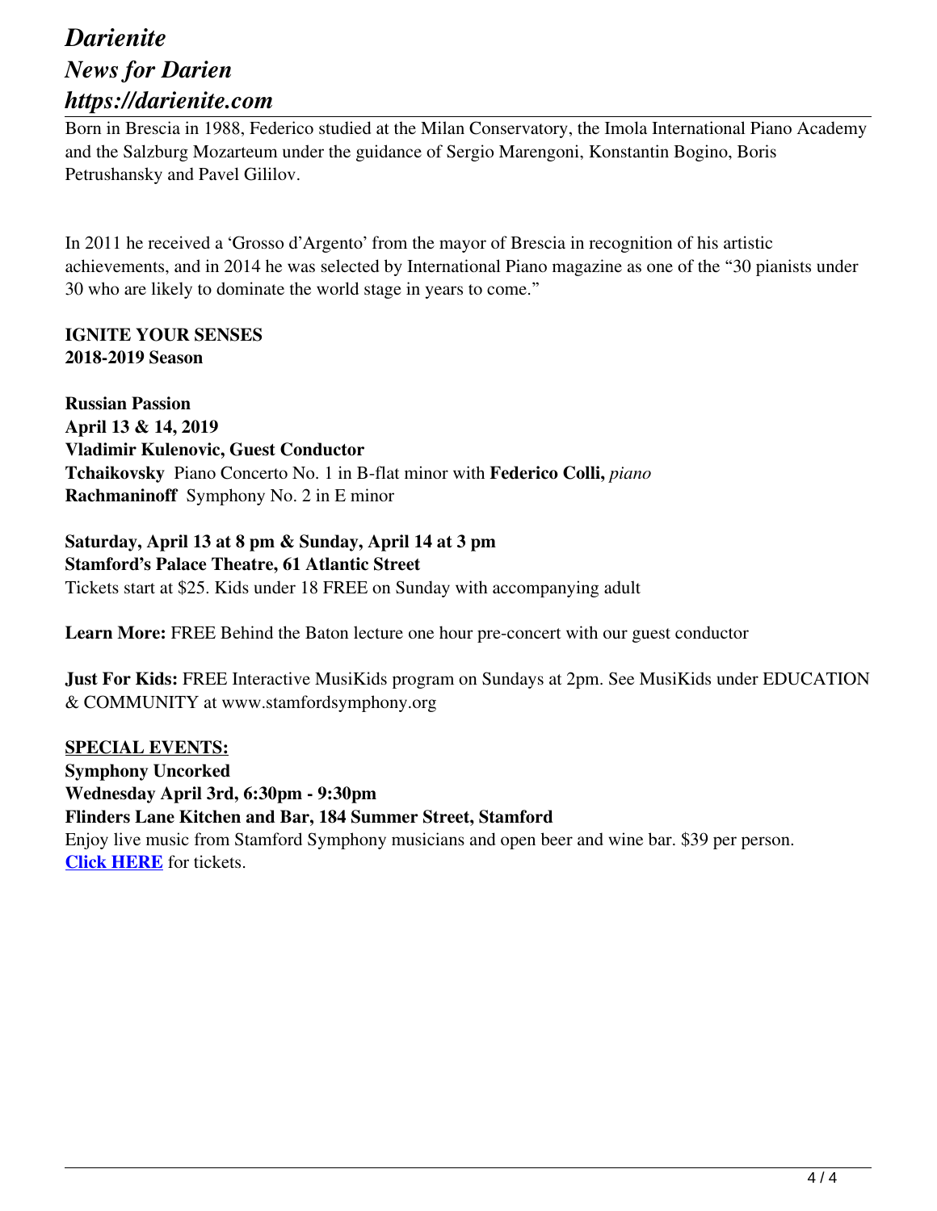Born in Brescia in 1988, Federico studied at the Milan Conservatory, the Imola International Piano Academy and the Salzburg Mozarteum under the guidance of Sergio Marengoni, Konstantin Bogino, Boris Petrushansky and Pavel Gililov.

In 2011 he received a 'Grosso d'Argento' from the mayor of Brescia in recognition of his artistic achievements, and in 2014 he was selected by International Piano magazine as one of the "30 pianists under 30 who are likely to dominate the world stage in years to come."

**IGNITE YOUR SENSES**
**2018-2019 Season**

**Russian Passion**
**April 13 & 14, 2019**
**Vladimir Kulenovic, Guest Conductor**
**Tchaikovsky** Piano Concerto No. 1 in B-flat minor with **Federico Colli,** *piano*
**Rachmaninoff** Symphony No. 2 in E minor

**Saturday, April 13 at 8 pm & Sunday, April 14 at 3 pm**
**Stamford's Palace Theatre, 61 Atlantic Street**
Tickets start at $25. Kids under 18 FREE on Sunday with accompanying adult

**Learn More:** FREE Behind the Baton lecture one hour pre-concert with our guest conductor

**Just For Kids:** FREE Interactive MusiKids program on Sundays at 2pm. See MusiKids under EDUCATION & COMMUNITY at www.stamfordsymphony.org

**SPECIAL EVENTS:**
**Symphony Uncorked**
**Wednesday April 3rd, 6:30pm - 9:30pm**
**Flinders Lane Kitchen and Bar, 184 Summer Street, Stamford**
Enjoy live music from Stamford Symphony musicians and open beer and wine bar. $39 per person.
**Click HERE** for tickets.